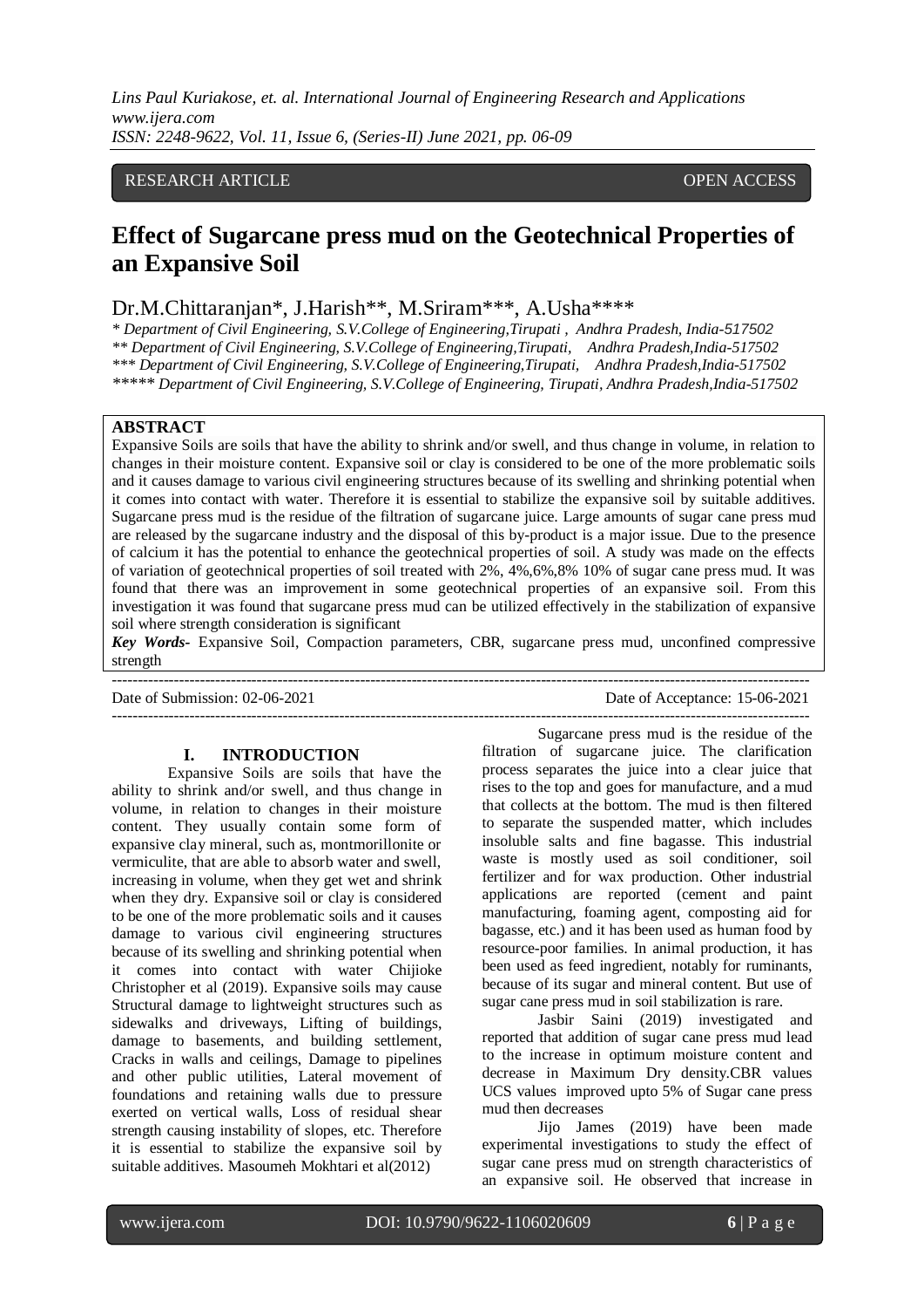RESEARCH ARTICLE OPEN ACCESS

# Effect of Sugarcane press mud on the Geotechnical Properties of an Expansive Soil

Dr.M.Chittaranjan*, J.Harish**, M.Sriram***, A.Usha****

*\* Department of Civil Engineering, S.V.College of Engineering,Tirupati , Andhra Pradesh, India-517502*
*\*\* Department of Civil Engineering, S.V.College of Engineering,Tirupati, Andhra Pradesh, India-517502*
*\*\*\* Department of Civil Engineering, S.V.College of Engineering,Tirupati, Andhra Pradesh,India-517502*
*\*\*\*\*\* Department of Civil Engineering, S.V.College of Engineering, Tirupati, Andhra Pradesh,India-517502*

## ABSTRACT

Expansive Soils are soils that have the ability to shrink and/or swell, and thus change in volume, in relation to changes in their moisture content. Expansive soil or clay is considered to be one of the more problematic soils and it causes damage to various civil engineering structures because of its swelling and shrinking potential when it comes into contact with water. Therefore it is essential to stabilize the expansive soil by suitable additives. Sugarcane press mud is the residue of the filtration of sugarcane juice. Large amounts of sugar cane press mud are released by the sugarcane industry and the disposal of this by-product is a major issue. Due to the presence of calcium it has the potential to enhance the geotechnical properties of soil. A study was made on the effects of variation of geotechnical properties of soil treated with 2%, 4%,6%,8% 10% of sugar cane press mud. It was found that there was an improvement in some geotechnical properties of an expansive soil. From this investigation it was found that sugarcane press mud can be utilized effectively in the stabilization of expansive soil where strength consideration is significant

***Key Words-*** Expansive Soil, Compaction parameters, CBR, sugarcane press mud, unconfined compressive strength

---

Date of Submission: 02-06-2021 Date of Acceptance: 15-06-2021

---

## I. INTRODUCTION

Expansive Soils are soils that have the ability to shrink and/or swell, and thus change in volume, in relation to changes in their moisture content. They usually contain some form of expansive clay mineral, such as, montmorillonite or vermiculite, that are able to absorb water and swell, increasing in volume, when they get wet and shrink when they dry. Expansive soil or clay is considered to be one of the more problematic soils and it causes damage to various civil engineering structures because of its swelling and shrinking potential when it comes into contact with water Chijioke Christopher et al (2019). Expansive soils may cause Structural damage to lightweight structures such as sidewalks and driveways, Lifting of buildings, damage to basements, and building settlement, Cracks in walls and ceilings, Damage to pipelines and other public utilities, Lateral movement of foundations and retaining walls due to pressure exerted on vertical walls, Loss of residual shear strength causing instability of slopes, etc. Therefore it is essential to stabilize the expansive soil by suitable additives. Masoumeh Mokhtari et al(2012)

Sugarcane press mud is the residue of the filtration of sugarcane juice. The clarification process separates the juice into a clear juice that rises to the top and goes for manufacture, and a mud that collects at the bottom. The mud is then filtered to separate the suspended matter, which includes insoluble salts and fine bagasse. This industrial waste is mostly used as soil conditioner, soil fertilizer and for wax production. Other industrial applications are reported (cement and paint manufacturing, foaming agent, composting aid for bagasse, etc.) and it has been used as human food by resource-poor families. In animal production, it has been used as feed ingredient, notably for ruminants, because of its sugar and mineral content. But use of sugar cane press mud in soil stabilization is rare.

Jasbir Saini (2019) investigated and reported that addition of sugar cane press mud lead to the increase in optimum moisture content and decrease in Maximum Dry density.CBR values UCS values improved upto 5% of Sugar cane press mud then decreases

Jijo James (2019) have been made experimental investigations to study the effect of sugar cane press mud on strength characteristics of an expansive soil. He observed that increase in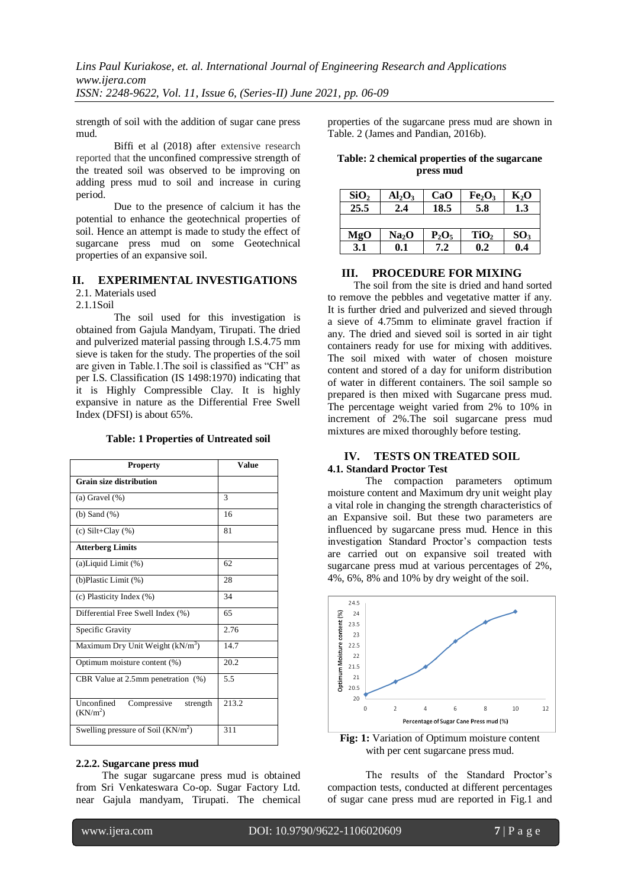strength of soil with the addition of sugar cane press mud.

Biffi et al (2018) after extensive research reported that the unconfined compressive strength of the treated soil was observed to be improving on adding press mud to soil and increase in curing period.

Due to the presence of calcium it has the potential to enhance the geotechnical properties of soil. Hence an attempt is made to study the effect of sugarcane press mud on some Geotechnical properties of an expansive soil.

## II. EXPERIMENTAL INVESTIGATIONS

2.1. Materials used

2.1.1Soil

The soil used for this investigation is obtained from Gajula Mandyam, Tirupati. The dried and pulverized material passing through I.S.4.75 mm sieve is taken for the study. The properties of the soil are given in Table.1.The soil is classified as "CH" as per I.S. Classification (IS 1498:1970) indicating that it is Highly Compressible Clay. It is highly expansive in nature as the Differential Free Swell Index (DFSI) is about 65%.

**Table: 1 Properties of Untreated soil**

| Property | Value |
|---|---|
| **Grain size distribution** | |
| (a) Gravel (%) | 3 |
| (b) Sand (%) | 16 |
| (c) Silt+Clay (%) | 81 |
| **Atterberg Limits** | |
| (a)Liquid Limit (%) | 62 |
| (b)Plastic Limit (%) | 28 |
| (c) Plasticity Index (%) | 34 |
| Differential Free Swell Index (%) | 65 |
| Specific Gravity | 2.76 |
| Maximum Dry Unit Weight ($kN/m^3$) | 14.7 |
| Optimum moisture content (%) | 20.2 |
| CBR Value at 2.5mm penetration (%) | 5.5 |
| Unconfined Compressive strength ($KN/m^2$) | 213.2 |
| Swelling pressure of Soil ($KN/m^2$) | 311 |

### 2.2.2. Sugarcane press mud

The sugar sugarcane press mud is obtained from Sri Venkateswara Co-op. Sugar Factory Ltd. near Gajula mandyam, Tirupati. The chemical properties of the sugarcane press mud are shown in Table. 2 (James and Pandian, 2016b).

**Table: 2 chemical properties of the sugarcane press mud**

| $SiO_2$ | $Al_2O_3$ | CaO | $Fe_2O_3$ | $K_2O$ |
|---|---|---|---|---|
| 25.5 | 2.4 | 18.5 | 5.8 | 1.3 |
| | | | | |
| **MgO** | **$Na_2O$** | **$P_2O_5$** | **$TiO_2$** | **$SO_3$** |
| 3.1 | 0.1 | 7.2 | 0.2 | 0.4 |

## III. PROCEDURE FOR MIXING

The soil from the site is dried and hand sorted to remove the pebbles and vegetative matter if any. It is further dried and pulverized and sieved through a sieve of 4.75mm to eliminate gravel fraction if any. The dried and sieved soil is sorted in air tight containers ready for use for mixing with additives. The soil mixed with water of chosen moisture content and stored of a day for uniform distribution of water in different containers. The soil sample so prepared is then mixed with Sugarcane press mud. The percentage weight varied from 2% to 10% in increment of 2%.The soil sugarcane press mud mixtures are mixed thoroughly before testing.

## IV. TESTS ON TREATED SOIL

### 4.1. Standard Proctor Test

The compaction parameters optimum moisture content and Maximum dry unit weight play a vital role in changing the strength characteristics of an Expansive soil. But these two parameters are influenced by sugarcane press mud. Hence in this investigation Standard Proctor's compaction tests are carried out on expansive soil treated with sugarcane press mud at various percentages of 2%, 4%, 6%, 8% and 10% by dry weight of the soil.

**Fig: 1:** Variation of Optimum moisture content with per cent sugarcane press mud.

The results of the Standard Proctor's compaction tests, conducted at different percentages of sugar cane press mud are reported in Fig.1 and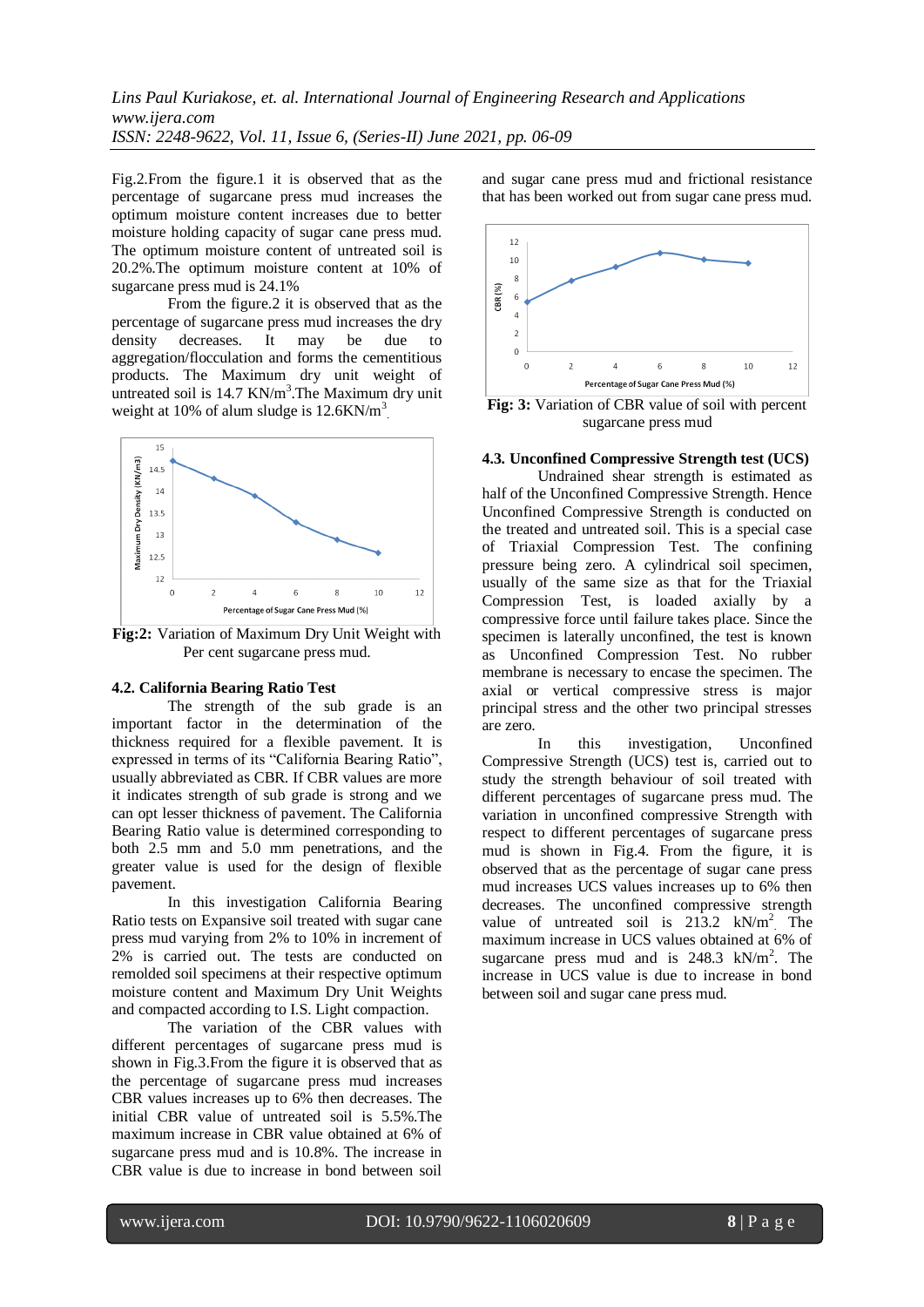Fig.2.From the figure.1 it is observed that as the percentage of sugarcane press mud increases the optimum moisture content increases due to better moisture holding capacity of sugar cane press mud. The optimum moisture content of untreated soil is 20.2%.The optimum moisture content at 10% of sugarcane press mud is 24.1%

From the figure.2 it is observed that as the percentage of sugarcane press mud increases the dry density decreases. It may be due to aggregation/flocculation and forms the cementitious products. The Maximum dry unit weight of untreated soil is 14.7 KN/m$^3$.The Maximum dry unit weight at 10% of alum sludge is 12.6KN/m$^3$.

**Fig:2:** Variation of Maximum Dry Unit Weight with Per cent sugarcane press mud.

### 4.2. California Bearing Ratio Test

The strength of the sub grade is an important factor in the determination of the thickness required for a flexible pavement. It is expressed in terms of its "California Bearing Ratio", usually abbreviated as CBR. If CBR values are more it indicates strength of sub grade is strong and we can opt lesser thickness of pavement. The California Bearing Ratio value is determined corresponding to both 2.5 mm and 5.0 mm penetrations, and the greater value is used for the design of flexible pavement.

In this investigation California Bearing Ratio tests on Expansive soil treated with sugar cane press mud varying from 2% to 10% in increment of 2% is carried out. The tests are conducted on remolded soil specimens at their respective optimum moisture content and Maximum Dry Unit Weights and compacted according to I.S. Light compaction.

The variation of the CBR values with different percentages of sugarcane press mud is shown in Fig.3.From the figure it is observed that as the percentage of sugarcane press mud increases CBR values increases up to 6% then decreases. The initial CBR value of untreated soil is 5.5%.The maximum increase in CBR value obtained at 6% of sugarcane press mud and is 10.8%. The increase in CBR value is due to increase in bond between soil and sugar cane press mud and frictional resistance that has been worked out from sugar cane press mud.

**Fig: 3:** Variation of CBR value of soil with percent sugarcane press mud

### 4.3. Unconfined Compressive Strength test (UCS)

Undrained shear strength is estimated as half of the Unconfined Compressive Strength. Hence Unconfined Compressive Strength is conducted on the treated and untreated soil. This is a special case of Triaxial Compression Test. The confining pressure being zero. A cylindrical soil specimen, usually of the same size as that for the Triaxial Compression Test, is loaded axially by a compressive force until failure takes place. Since the specimen is laterally unconfined, the test is known as Unconfined Compression Test. No rubber membrane is necessary to encase the specimen. The axial or vertical compressive stress is major principal stress and the other two principal stresses are zero.

In this investigation, Unconfined Compressive Strength (UCS) test is, carried out to study the strength behaviour of soil treated with different percentages of sugarcane press mud. The variation in unconfined compressive Strength with respect to different percentages of sugarcane press mud is shown in Fig.4. From the figure, it is observed that as the percentage of sugar cane press mud increases UCS values increases up to 6% then decreases. The unconfined compressive strength value of untreated soil is 213.2 kN/m$^2$. The maximum increase in UCS values obtained at 6% of sugarcane press mud and is 248.3 kN/m$^2$. The increase in UCS value is due to increase in bond between soil and sugar cane press mud.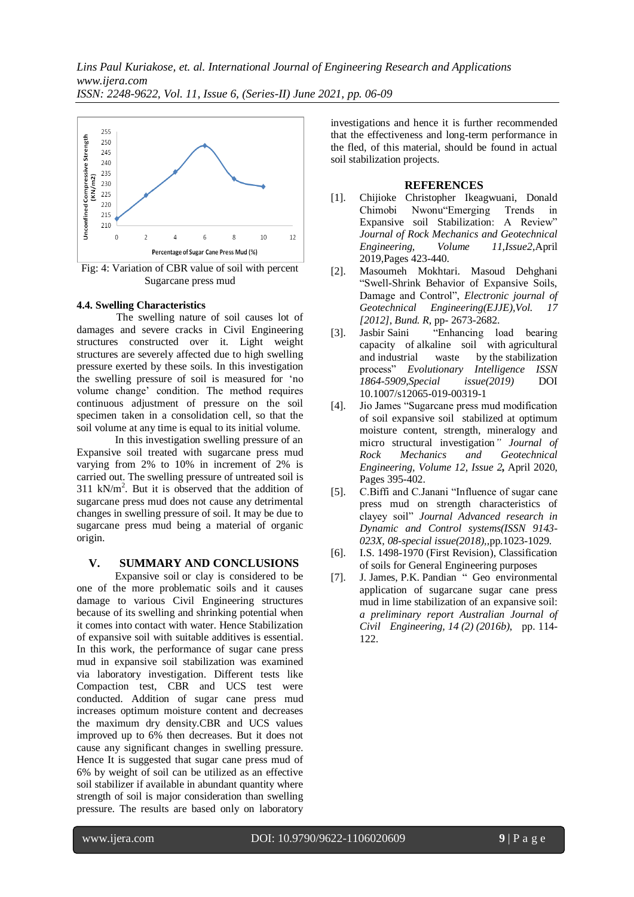255
250
245
240
235
230
225
220
215
210

Unconfined Compressive Strength (KN/m2)

0 2 4 6 8 10 12

Percentage of Sugar Cane Press Mud (%)

Fig: 4: Variation of CBR value of soil with percent Sugarcane press mud

### 4.4. Swelling Characteristics

The swelling nature of soil causes lot of damages and severe cracks in Civil Engineering structures constructed over it. Light weight structures are severely affected due to high swelling pressure exerted by these soils. In this investigation the swelling pressure of soil is measured for 'no volume change' condition. The method requires continuous adjustment of pressure on the soil specimen taken in a consolidation cell, so that the soil volume at any time is equal to its initial volume.

In this investigation swelling pressure of an Expansive soil treated with sugarcane press mud varying from 2% to 10% in increment of 2% is carried out. The swelling pressure of untreated soil is 311 $kN/m^2$. But it is observed that the addition of sugarcane press mud does not cause any detrimental changes in swelling pressure of soil. It may be due to sugarcane press mud being a material of organic origin.

## V. SUMMARY AND CONCLUSIONS

Expansive soil or clay is considered to be one of the more problematic soils and it causes damage to various Civil Engineering structures because of its swelling and shrinking potential when it comes into contact with water. Hence Stabilization of expansive soil with suitable additives is essential. In this work, the performance of sugar cane press mud in expansive soil stabilization was examined via laboratory investigation. Different tests like Compaction test, CBR and UCS test were conducted. Addition of sugar cane press mud increases optimum moisture content and decreases the maximum dry density.CBR and UCS values improved up to 6% then decreases. But it does not cause any significant changes in swelling pressure. Hence It is suggested that sugar cane press mud of 6% by weight of soil can be utilized as an effective soil stabilizer if available in abundant quantity where strength of soil is major consideration than swelling pressure. The results are based only on laboratory investigations and hence it is further recommended that the effectiveness and long-term performance in the fled, of this material, should be found in actual soil stabilization projects.

## REFERENCES

[1]. Chijioke Christopher Ikeagwuani, Donald Chimobi Nwonu"Emerging Trends in Expansive soil Stabilization: A Review" *Journal of Rock Mechanics and Geotechnical Engineering, Volume 11,Issue2,*April 2019,Pages 423-440.

[2]. Masoumeh Mokhtari. Masoud Dehghani "Swell-Shrink Behavior of Expansive Soils, Damage and Control", *Electronic journal of Geotechnical Engineering(EJJE),Vol. 17 [2012], Bund. R*, pp- 2673-2682.

[3]. Jasbir Saini "Enhancing load bearing capacity of alkaline soil with agricultural and industrial waste by the stabilization process" *Evolutionary Intelligence ISSN 1864-5909,Special issue(2019)* DOI 10.1007/s12065-019-00319-1

[4]. Jio James "Sugarcane press mud modification of soil expansive soil stabilized at optimum moisture content, strength, mineralogy and micro structural investigation" *Journal of Rock Mechanics and Geotechnical Engineering, Volume 12, Issue 2,* April 2020, Pages 395-402.

[5]. C.Biffi and C.Janani "Influence of sugar cane press mud on strength characteristics of clayey soil" *Journal Advanced research in Dynamic and Control systems(ISSN 9143-023X, 08-special issue(2018),*,pp.1023-1029.

[6]. I.S. 1498-1970 (First Revision), Classification of soils for General Engineering purposes

[7]. J. James, P.K. Pandian " Geo environmental application of sugarcane sugar cane press mud in lime stabilization of an expansive soil: *a preliminary report Australian Journal of Civil Engineering, 14 (2) (2016b),* pp. 114-122.